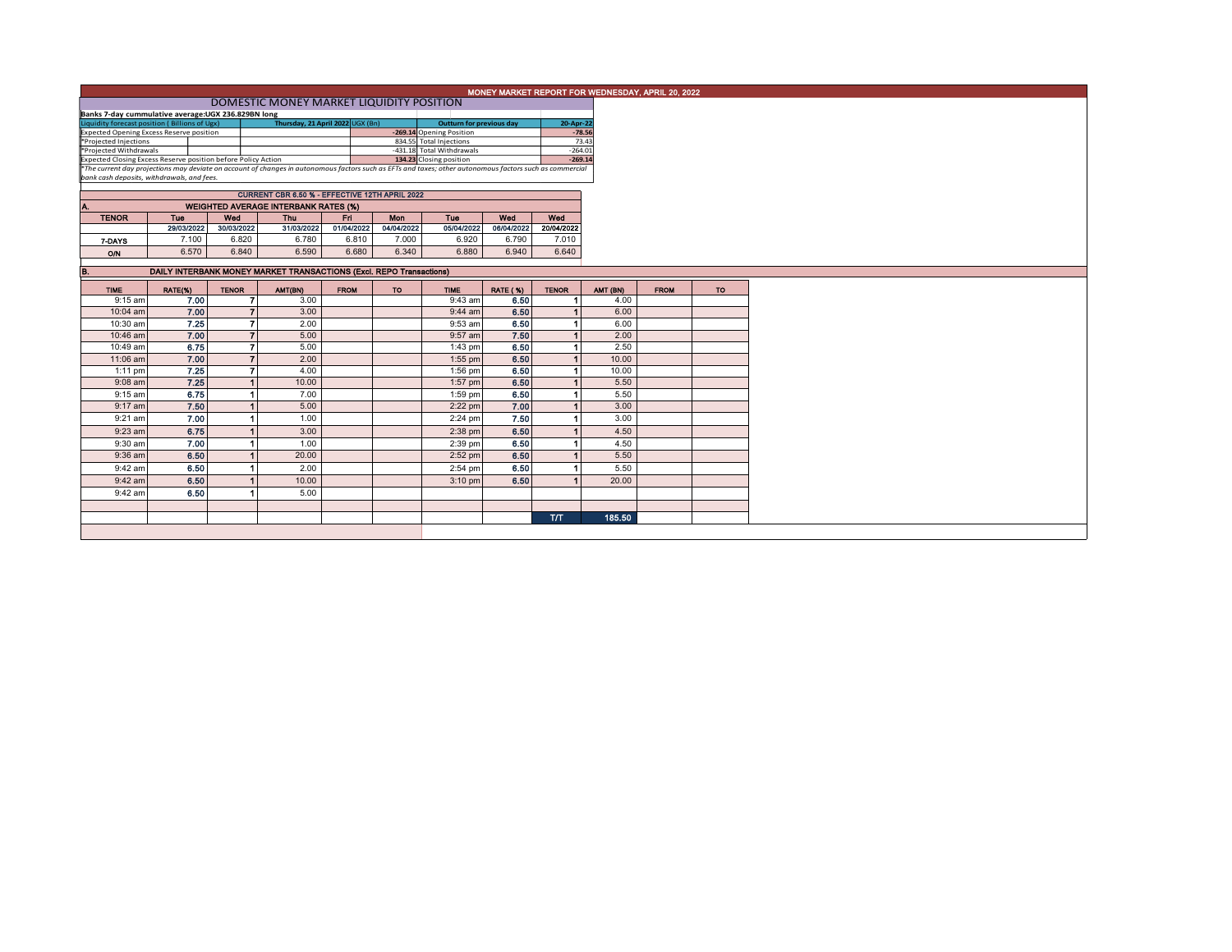# MONEY MARKET REPORT FOR WEDNESDAY, APRIL 20, 2022

## DOMESTIC MONEY MARKET LIQUIDITY POSITION

**Banks 7-day cummulative average:UGX 236.829BN long**

| Liquidity forecast position ( Billions of Ugx) | Thursday, 21 April 2022 UGX (Bn) | Outturn for previous day | 20-Apr-22 |
|---|---|---|---|
| Expected Opening Excess Reserve position | -269.14 | Opening Position | -78.56 |
| *Projected Injections | 834.55 | Total Injections | 73.43 |
| *Projected Withdrawals | -431.18 | Total Withdrawals | -264.01 |
| Expected Closing Excess Reserve position before Policy Action | 134.23 | Closing position | -269.14 |

*The current day projections may deviate on account of changes in autonomous factors such as EFTs and taxes; other autonomous factors such as commercial bank cash deposits, withdrawals, and fees.

**CURRENT CBR 6.50 % - EFFECTIVE 12TH APRIL 2022**

### A. WEIGHTED AVERAGE INTERBANK RATES (%)

| TENOR | Tue | Wed | Thu | Fri | Mon | Tue | Wed | Wed |
|---|---|---|---|---|---|---|---|---|
| | 29/03/2022 | 30/03/2022 | 31/03/2022 | 01/04/2022 | 04/04/2022 | 05/04/2022 | 06/04/2022 | 20/04/2022 |
| 7-DAYS | 7.100 | 6.820 | 6.780 | 6.810 | 7.000 | 6.920 | 6.790 | 7.010 |
| O/N | 6.570 | 6.840 | 6.590 | 6.680 | 6.340 | 6.880 | 6.940 | 6.640 |

### B. DAILY INTERBANK MONEY MARKET TRANSACTIONS (Excl. REPO Transactions)

| TIME | RATE(%) | TENOR | AMT(BN) | FROM | TO | TIME | RATE ( %) | TENOR | AMT (BN) | FROM | TO |
|---|---|---|---|---|---|---|---|---|---|---|---|
| 9:15 am | 7.00 | 7 | 3.00 | | | 9:43 am | 6.50 | 1 | 4.00 | | |
| 10:04 am | 7.00 | 7 | 3.00 | | | 9:44 am | 6.50 | 1 | 6.00 | | |
| 10:30 am | 7.25 | 7 | 2.00 | | | 9:53 am | 6.50 | 1 | 6.00 | | |
| 10:46 am | 7.00 | 7 | 5.00 | | | 9:57 am | 7.50 | 1 | 2.00 | | |
| 10:49 am | 6.75 | 7 | 5.00 | | | 1:43 pm | 6.50 | 1 | 2.50 | | |
| 11:06 am | 7.00 | 7 | 2.00 | | | 1:55 pm | 6.50 | 1 | 10.00 | | |
| 1:11 pm | 7.25 | 7 | 4.00 | | | 1:56 pm | 6.50 | 1 | 10.00 | | |
| 9:08 am | 7.25 | 1 | 10.00 | | | 1:57 pm | 6.50 | 1 | 5.50 | | |
| 9:15 am | 6.75 | 1 | 7.00 | | | 1:59 pm | 6.50 | 1 | 5.50 | | |
| 9:17 am | 7.50 | 1 | 5.00 | | | 2:22 pm | 7.00 | 1 | 3.00 | | |
| 9:21 am | 7.00 | 1 | 1.00 | | | 2:24 pm | 7.50 | 1 | 3.00 | | |
| 9:23 am | 6.75 | 1 | 3.00 | | | 2:38 pm | 6.50 | 1 | 4.50 | | |
| 9:30 am | 7.00 | 1 | 1.00 | | | 2:39 pm | 6.50 | 1 | 4.50 | | |
| 9:36 am | 6.50 | 1 | 20.00 | | | 2:52 pm | 6.50 | 1 | 5.50 | | |
| 9:42 am | 6.50 | 1 | 2.00 | | | 2:54 pm | 6.50 | 1 | 5.50 | | |
| 9:42 am | 6.50 | 1 | 10.00 | | | 3:10 pm | 6.50 | 1 | 20.00 | | |
| 9:42 am | 6.50 | 1 | 5.00 | | | | | | | | |
| | | | | | | | | T/T | 185.50 | | |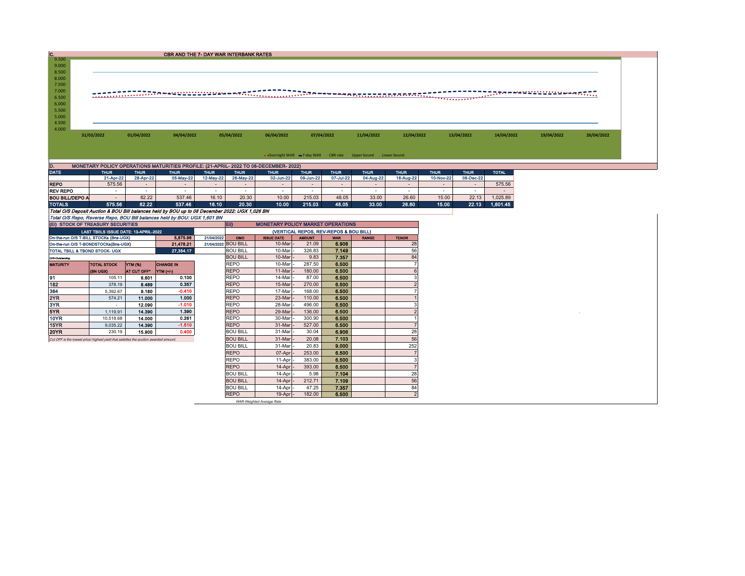## C. CBR AND THE 7- DAY WAR INTERBANK RATES

9.500
9.000
8.500
8.000
7.500
7.000
6.500
6.000
5.500
5.000
4.500
4.000

31/03/2022 01/04/2022 04/04/2022 05/04/2022 06/04/2022 07/04/2022 11/04/2022 12/04/2022 13/04/2022 14/04/2022 19/04/2022 20/04/2022

Overnight WAR | 7-day WAR | CBR rate | Upper bound | Lower bound

## D. MONETARY POLICY OPERATIONS MATURITIES PROFILE: (21-APRIL- 2022 TO 08-DECEMBER- 2022)

| DATE | THUR | THUR | THUR | THUR | THUR | THUR | THUR | THUR | THUR | THUR | THUR | THUR | TOTAL |
|---|---|---|---|---|---|---|---|---|---|---|---|---|---|
| | 21-Apr-22 | 28-Apr-22 | 05-May-22 | 12-May-22 | 26-May-22 | 02-Jun-22 | 09-Jun-22 | 07-Jul-22 | 04-Aug-22 | 18-Aug-22 | 10-Nov-22 | 08-Dec-22 | |
| REPO | 575.56 | - | - | - | - | - | - | - | - | - | - | - | 575.56 |
| REV REPO | - | - | - | - | - | - | - | - | - | - | - | - | - |
| BOU BILL/DEPO A | - | 82.22 | 537.46 | 16.10 | 20.30 | 10.00 | 215.03 | 48.05 | 33.00 | 26.60 | 15.00 | 22.13 | 1,025.89 |
| TOTALS | 575.56 | 82.22 | 537.46 | 16.10 | 20.30 | 10.00 | 215.03 | 48.05 | 33.00 | 26.60 | 15.00 | 22.13 | 1,601.45 |

*Total O/S Deposit Auction & BOU Bill balances held by BOU up to 08 December 2022: UGX 1,026 BN*

*Total O/S Repo, Reverse Repo, BOU Bill balances held by BOU: UGX 1,601 BN*

## (EI) STOCK OF TREASURY SECURITIES

| LAST TBIILS ISSUE DATE: 13-APRIL-2022 | | |
|---|---|---|
| On-the-run O/S T-BILL STOCKs (Bns-UGX) | 5,875.96 | 21/04/2022 |
| On-the-run O/S T-BONDSTOCKs(Bns-UGX) | 21,478.21 | 21/04/2022 |
| TOTAL TBILL & TBOND STOCK- UGX | 27,354.17 | |

*O/S=Outstanding*

| MATURITY | TOTAL STOCK (BN UGX) | YTM (%) AT CUT OFF* | CHANGE IN YTM (+/-) |
|---|---|---|---|
| 91 | 105.11 | 6.601 | 0.100 |
| 182 | 378.19 | 8.489 | 0.357 |
| 364 | 5,392.67 | 9.180 | -0.410 |
| 2YR | 574.21 | 11.000 | 1.000 |
| 3YR | - | 12.090 | -1.010 |
| 5YR | 1,119.91 | 14.390 | 1.390 |
| 10YR | 10,518.68 | 14.000 | 0.261 |
| 15YR | 9,035.22 | 14.390 | -1.510 |
| 20YR | 230.19 | 15.900 | 0.400 |

*Cut OFF is the lowest price/ highest yield that satisfies the auction awarded amount.*

## EII) MONETARY POLICY MARKET OPERATIONS

(VERTICAL REPOS, REV-REPOS & BOU BILL)

| OMO | ISSUE DATE | AMOUNT | WAR | RANGE | TENOR |
|---|---|---|---|---|---|
| BOU BILL | 10-Mar | 21.09 | 6.906 | | 28 |
| BOU BILL | 10-Mar | 326.83 | 7.149 | | 56 |
| BOU BILL | 10-Mar | 9.83 | 7.357 | | 84 |
| REPO | 10-Mar | 287.50 | 6.500 | | 7 |
| REPO | 11-Mar | 180.00 | 6.500 | | 6 |
| REPO | 14-Mar | 87.00 | 6.500 | | 3 |
| REPO | 15-Mar | 270.00 | 6.500 | | 2 |
| REPO | 17-Mar | 168.00 | 6.500 | | 7 |
| REPO | 23-Mar | 110.00 | 6.500 | | 1 |
| REPO | 28-Mar | 496.00 | 6.500 | | 3 |
| REPO | 29-Mar | 136.00 | 6.500 | | 2 |
| REPO | 30-Mar | 300.90 | 6.500 | | 1 |
| REPO | 31-Mar | 527.00 | 6.500 | | 7 |
| BOU BILL | 31-Mar | 30.04 | 6.906 | | 28 |
| BOU BILL | 31-Mar | 20.08 | 7.103 | | 56 |
| BOU BILL | 31-Mar | 20.83 | 9.000 | | 252 |
| REPO | 07-Apr | 253.00 | 6.500 | | 7 |
| REPO | 11-Apr | 383.00 | 6.500 | | 3 |
| REPO | 14-Apr | 393.00 | 6.500 | | 7 |
| BOU BILL | 14-Apr | 5.98 | 7.104 | | 28 |
| BOU BILL | 14-Apr | 212.71 | 7.109 | | 56 |
| BOU BILL | 14-Apr | 47.25 | 7.357 | | 84 |
| REPO | 19-Apr | 182.00 | 6.500 | | 2 |

*WAR-Weighted Average Rate*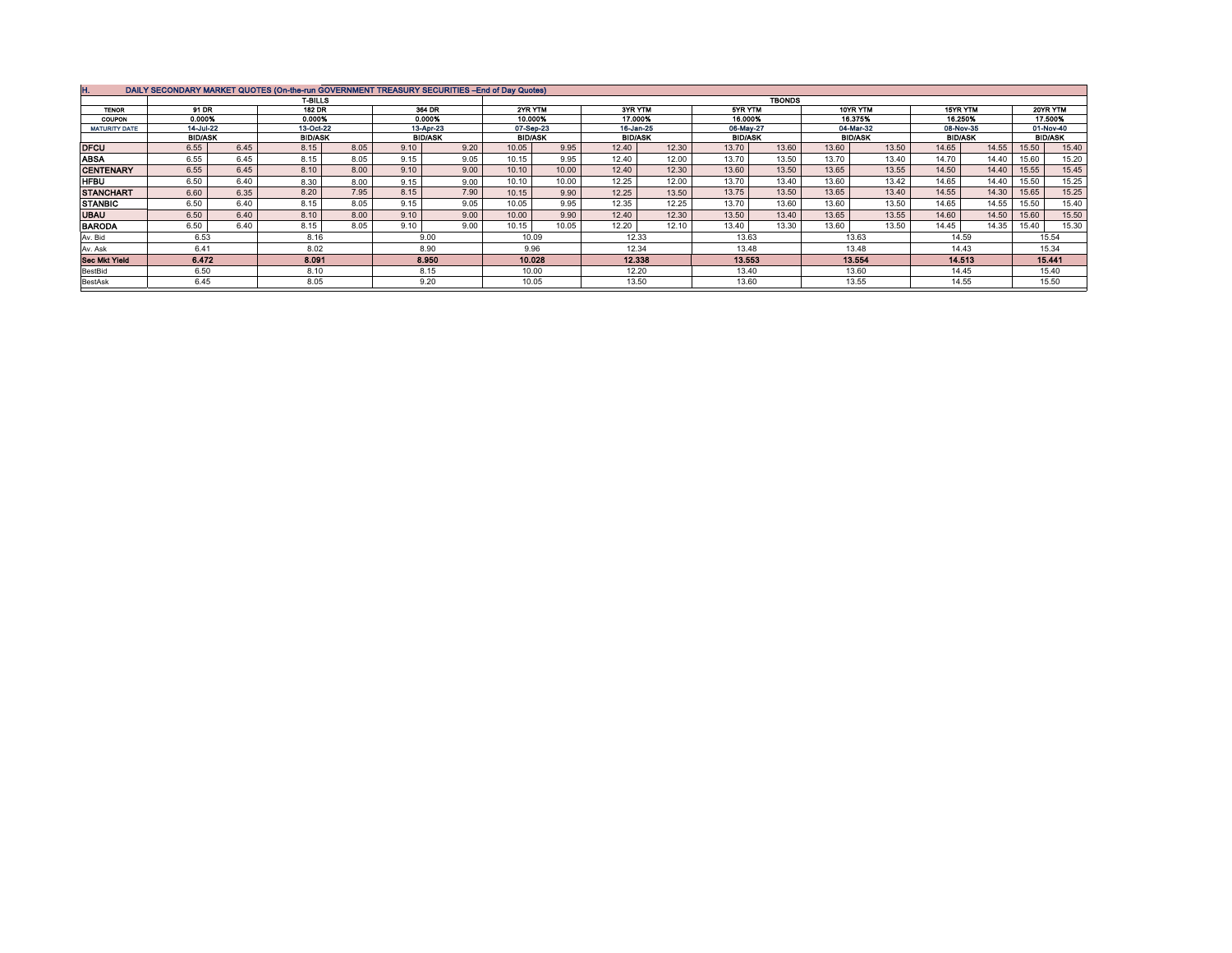## H. DAILY SECONDARY MARKET QUOTES (On-the-run GOVERNMENT TREASURY SECURITIES –End of Day Quotes)

| | T-BILLS | | | | | | TBONDS | | | | | | | | | | | |
|---|---|---|---|---|---|---|---|---|---|---|---|---|---|---|---|---|---|---|
| TENOR | 91 DR | | 182 DR | | 364 DR | | 2YR YTM | | 3YR YTM | | 5YR YTM | | 10YR YTM | | 15YR YTM | | 20YR YTM | |
| COUPON | 0.000% | | 0.000% | | 0.000% | | 10.000% | | 17.000% | | 16.000% | | 16.375% | | 16.250% | | 17.500% | |
| MATURITY DATE | 14-Jul-22 | | 13-Oct-22 | | 13-Apr-23 | | 07-Sep-23 | | 16-Jan-25 | | 06-May-27 | | 04-Mar-32 | | 08-Nov-35 | | 01-Nov-40 | |
| | BID/ASK | | BID/ASK | | BID/ASK | | BID/ASK | | BID/ASK | | BID/ASK | | BID/ASK | | BID/ASK | | BID/ASK | |
| DFCU | 6.55 | 6.45 | 8.15 | 8.05 | 9.10 | 9.20 | 10.05 | 9.95 | 12.40 | 12.30 | 13.70 | 13.60 | 13.60 | 13.50 | 14.65 | 14.55 | 15.50 | 15.40 |
| ABSA | 6.55 | 6.45 | 8.15 | 8.05 | 9.15 | 9.05 | 10.15 | 9.95 | 12.40 | 12.00 | 13.70 | 13.50 | 13.70 | 13.40 | 14.70 | 14.40 | 15.60 | 15.20 |
| CENTENARY | 6.55 | 6.45 | 8.10 | 8.00 | 9.10 | 9.00 | 10.10 | 10.00 | 12.40 | 12.30 | 13.60 | 13.50 | 13.65 | 13.55 | 14.50 | 14.40 | 15.55 | 15.45 |
| HFBU | 6.50 | 6.40 | 8.30 | 8.00 | 9.15 | 9.00 | 10.10 | 10.00 | 12.25 | 12.00 | 13.70 | 13.40 | 13.60 | 13.42 | 14.65 | 14.40 | 15.50 | 15.25 |
| STANCHART | 6.60 | 6.35 | 8.20 | 7.95 | 8.15 | 7.90 | 10.15 | 9.90 | 12.25 | 13.50 | 13.75 | 13.50 | 13.65 | 13.40 | 14.55 | 14.30 | 15.65 | 15.25 |
| STANBIC | 6.50 | 6.40 | 8.15 | 8.05 | 9.15 | 9.05 | 10.05 | 9.95 | 12.35 | 12.25 | 13.70 | 13.60 | 13.60 | 13.50 | 14.65 | 14.55 | 15.50 | 15.40 |
| UBAU | 6.50 | 6.40 | 8.10 | 8.00 | 9.10 | 9.00 | 10.00 | 9.90 | 12.40 | 12.30 | 13.50 | 13.40 | 13.65 | 13.55 | 14.60 | 14.50 | 15.60 | 15.50 |
| BARODA | 6.50 | 6.40 | 8.15 | 8.05 | 9.10 | 9.00 | 10.15 | 10.05 | 12.20 | 12.10 | 13.40 | 13.30 | 13.60 | 13.50 | 14.45 | 14.35 | 15.40 | 15.30 |
| Av. Bid | 6.53 | | 8.16 | | 9.00 | | 10.09 | | 12.33 | | 13.63 | | 13.63 | | 14.59 | | 15.54 | |
| Av. Ask | 6.41 | | 8.02 | | 8.90 | | 9.96 | | 12.34 | | 13.48 | | 13.48 | | 14.43 | | 15.34 | |
| **Sec Mkt Yield** | **6.472** | | **8.091** | | **8.950** | | **10.028** | | **12.338** | | **13.553** | | **13.554** | | **14.513** | | **15.441** | |
| BestBid | 6.50 | | 8.10 | | 8.15 | | 10.00 | | 12.20 | | 13.40 | | 13.60 | | 14.45 | | 15.40 | |
| BestAsk | 6.45 | | 8.05 | | 9.20 | | 10.05 | | 13.50 | | 13.60 | | 13.55 | | 14.55 | | 15.50 | |